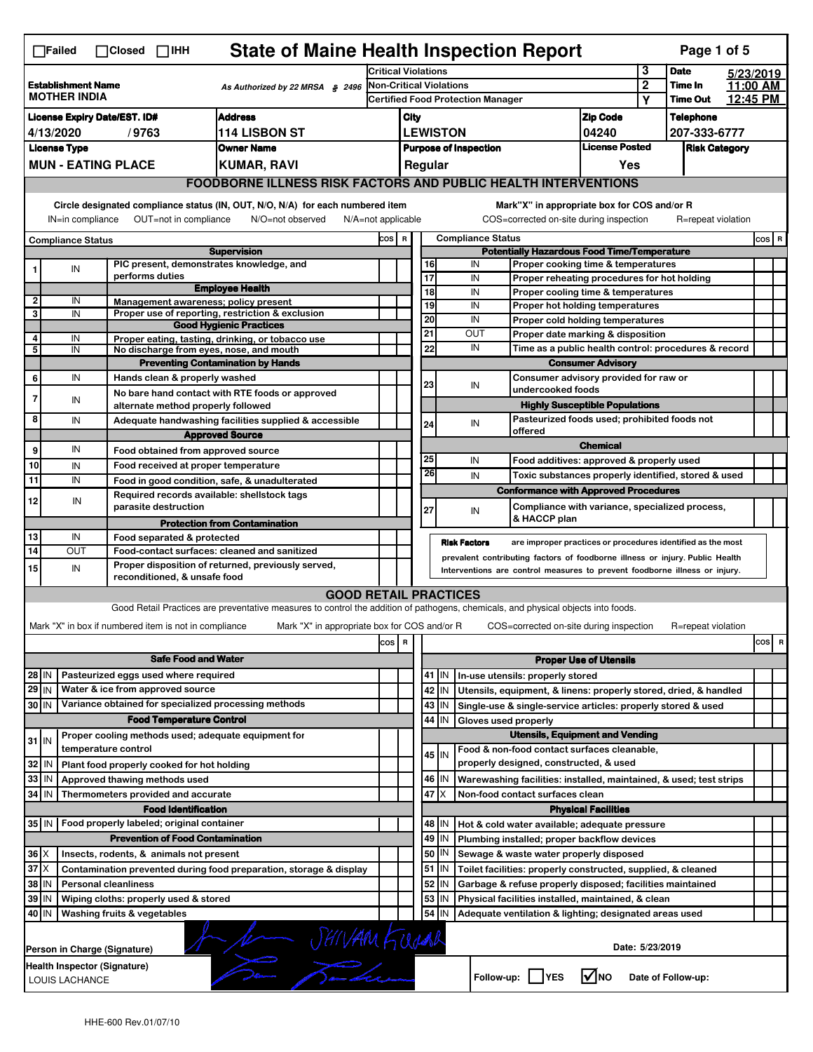☐Failed ☐Closed ☐IHH

# State of Maine Health Inspection Report

| Establishment Name | As Authorized by 22 MRSA § 2496 | Critical Violations | 3 | Date | 5/23/2019 |
|---|---|---|---|---|---|
| MOTHER INDIA | | Non-Critical Violations | 2 | Time In | 11:00 AM |
| | | Certified Food Protection Manager | Y | Time Out | 12:45 PM |

| License Expiry Date/EST. ID# | Address | City | Zip Code | Telephone |
|---|---|---|---|---|
| 4/13/2020 / 9763 | 114 LISBON ST | LEWISTON | 04240 | 207-333-6777 |

| License Type | Owner Name | Purpose of Inspection | License Posted | Risk Category |
|---|---|---|---|---|
| MUN - EATING PLACE | KUMAR, RAVI | Regular | Yes | |

## FOODBORNE ILLNESS RISK FACTORS AND PUBLIC HEALTH INTERVENTIONS

Circle designated compliance status (IN, OUT, N/O, N/A) for each numbered item — IN=in compliance, OUT=not in compliance, N/O=not observed, N/A=not applicable

Mark "X" in appropriate box for COS and/or R — COS=corrected on-site during inspection, R=repeat violation

| # | Compliance Status | Item | COS | R |
|---|---|---|---|---|
| | | **Supervision** | | |
| 1 | IN | PIC present, demonstrates knowledge, and performs duties | | |
| | | **Employee Health** | | |
| 2 | IN | Management awareness; policy present | | |
| 3 | IN | Proper use of reporting, restriction & exclusion | | |
| | | **Good Hygienic Practices** | | |
| 4 | IN | Proper eating, tasting, drinking, or tobacco use | | |
| 5 | IN | No discharge from eyes, nose, and mouth | | |
| | | **Preventing Contamination by Hands** | | |
| 6 | IN | Hands clean & properly washed | | |
| 7 | IN | No bare hand contact with RTE foods or approved alternate method properly followed | | |
| 8 | IN | Adequate handwashing facilities supplied & accessible | | |
| | | **Approved Source** | | |
| 9 | IN | Food obtained from approved source | | |
| 10 | IN | Food received at proper temperature | | |
| 11 | IN | Food in good condition, safe, & unadulterated | | |
| 12 | IN | Required records available: shellstock tags parasite destruction | | |
| | | **Protection from Contamination** | | |
| 13 | IN | Food separated & protected | | |
| 14 | OUT | Food-contact surfaces: cleaned and sanitized | | |
| 15 | IN | Proper disposition of returned, previously served, reconditioned, & unsafe food | | |
| | | **Potentially Hazardous Food Time/Temperature** | | |
| 16 | IN | Proper cooking time & temperatures | | |
| 17 | IN | Proper reheating procedures for hot holding | | |
| 18 | IN | Proper cooling time & temperatures | | |
| 19 | IN | Proper hot holding temperatures | | |
| 20 | IN | Proper cold holding temperatures | | |
| 21 | OUT | Proper date marking & disposition | | |
| 22 | IN | Time as a public health control: procedures & record | | |
| | | **Consumer Advisory** | | |
| 23 | IN | Consumer advisory provided for raw or undercooked foods | | |
| | | **Highly Susceptible Populations** | | |
| 24 | IN | Pasteurized foods used; prohibited foods not offered | | |
| | | **Chemical** | | |
| 25 | IN | Food additives: approved & properly used | | |
| 26 | IN | Toxic substances properly identified, stored & used | | |
| | | **Conformance with Approved Procedures** | | |
| 27 | IN | Compliance with variance, specialized process, & HACCP plan | | |

**Risk Factors** are improper practices or procedures identified as the most prevalent contributing factors of foodborne illness or injury. Public Health Interventions are control measures to prevent foodborne illness or injury.

## GOOD RETAIL PRACTICES

Good Retail Practices are preventative measures to control the addition of pathogens, chemicals, and physical objects into foods.

Mark "X" in box if numbered item is not in compliance — Mark "X" in appropriate box for COS and/or R — COS=corrected on-site during inspection — R=repeat violation

| # | Status | Item | COS | R |
|---|---|---|---|---|
| | | **Safe Food and Water** | | |
| 28 | IN | Pasteurized eggs used where required | | |
| 29 | IN | Water & ice from approved source | | |
| 30 | IN | Variance obtained for specialized processing methods | | |
| | | **Food Temperature Control** | | |
| 31 | IN | Proper cooling methods used; adequate equipment for temperature control | | |
| 32 | IN | Plant food properly cooked for hot holding | | |
| 33 | IN | Approved thawing methods used | | |
| 34 | IN | Thermometers provided and accurate | | |
| | | **Food Identification** | | |
| 35 | IN | Food properly labeled; original container | | |
| | | **Prevention of Food Contamination** | | |
| 36 | X | Insects, rodents, & animals not present | | |
| 37 | X | Contamination prevented during food preparation, storage & display | | |
| 38 | IN | Personal cleanliness | | |
| 39 | IN | Wiping cloths: properly used & stored | | |
| 40 | IN | Washing fruits & vegetables | | |
| | | **Proper Use of Utensils** | | |
| 41 | IN | In-use utensils: properly stored | | |
| 42 | IN | Utensils, equipment, & linens: properly stored, dried, & handled | | |
| 43 | IN | Single-use & single-service articles: properly stored & used | | |
| 44 | IN | Gloves used properly | | |
| | | **Utensils, Equipment and Vending** | | |
| 45 | IN | Food & non-food contact surfaces cleanable, properly designed, constructed, & used | | |
| 46 | IN | Warewashing facilities: installed, maintained, & used; test strips | | |
| 47 | X | Non-food contact surfaces clean | | |
| | | **Physical Facilities** | | |
| 48 | IN | Hot & cold water available; adequate pressure | | |
| 49 | IN | Plumbing installed; proper backflow devices | | |
| 50 | IN | Sewage & waste water properly disposed | | |
| 51 | IN | Toilet facilities: properly constructed, supplied, & cleaned | | |
| 52 | IN | Garbage & refuse properly disposed; facilities maintained | | |
| 53 | IN | Physical facilities installed, maintained, & clean | | |
| 54 | IN | Adequate ventilation & lighting; designated areas used | | |

Person in Charge (Signature): SHIVAM KUMAR

Date: 5/23/2019

Health Inspector (Signature): LOUIS LACHANCE

Follow-up: ☐ YES ☑ NO — Date of Follow-up:

HHE-600 Rev.01/07/10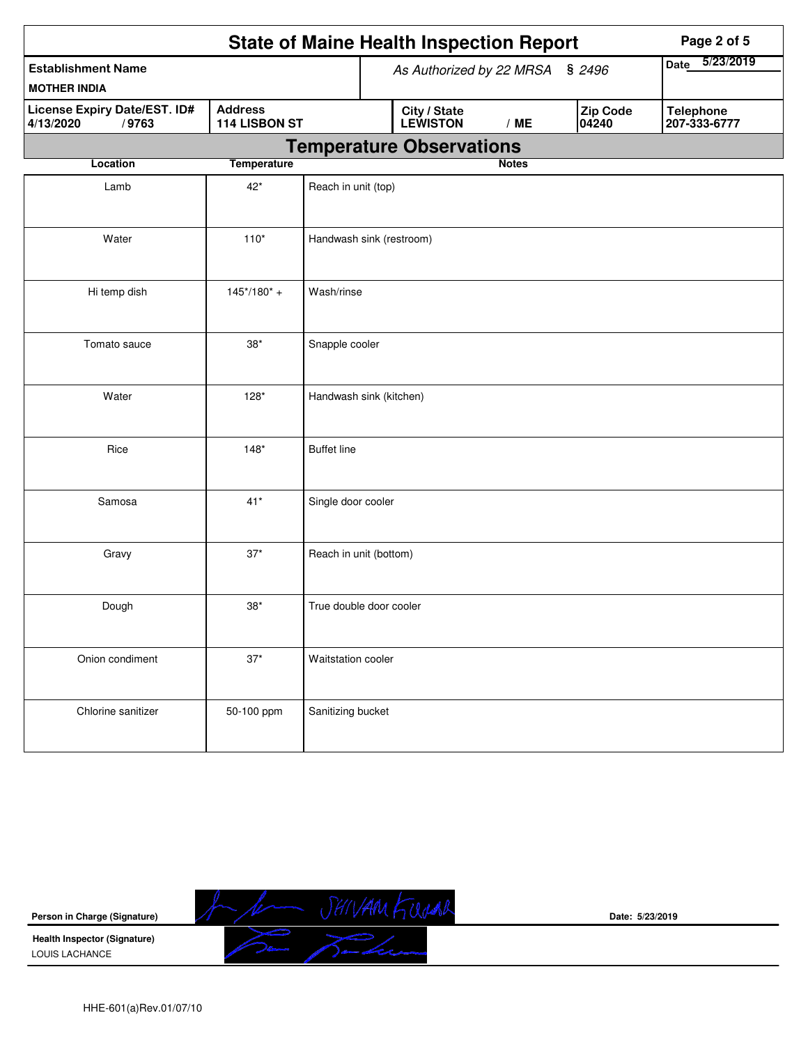# State of Maine Health Inspection Report

| Establishment Name | As Authorized by 22 MRSA § 2496 | | | Date 5/23/2019 |
|---|---|---|---|---|
| MOTHER INDIA | | | | |
| License Expiry Date/EST. ID# | Address | City / State | Zip Code | Telephone |
| 4/13/2020 / 9763 | 114 LISBON ST | LEWISTON / ME | 04240 | 207-333-6777 |

## Temperature Observations

| Location | Temperature | Notes |
|---|---|---|
| Lamb | 42* | Reach in unit (top) |
| Water | 110* | Handwash sink (restroom) |
| Hi temp dish | 145*/180* + | Wash/rinse |
| Tomato sauce | 38* | Snapple cooler |
| Water | 128* | Handwash sink (kitchen) |
| Rice | 148* | Buffet line |
| Samosa | 41* | Single door cooler |
| Gravy | 37* | Reach in unit (bottom) |
| Dough | 38* | True double door cooler |
| Onion condiment | 37* | Waitstation cooler |
| Chlorine sanitizer | 50-100 ppm | Sanitizing bucket |

**Person in Charge (Signature)** SHIVAM KUMAR　　　　Date: 5/23/2019

**Health Inspector (Signature)**
LOUIS LACHANCE

HHE-601(a)Rev.01/07/10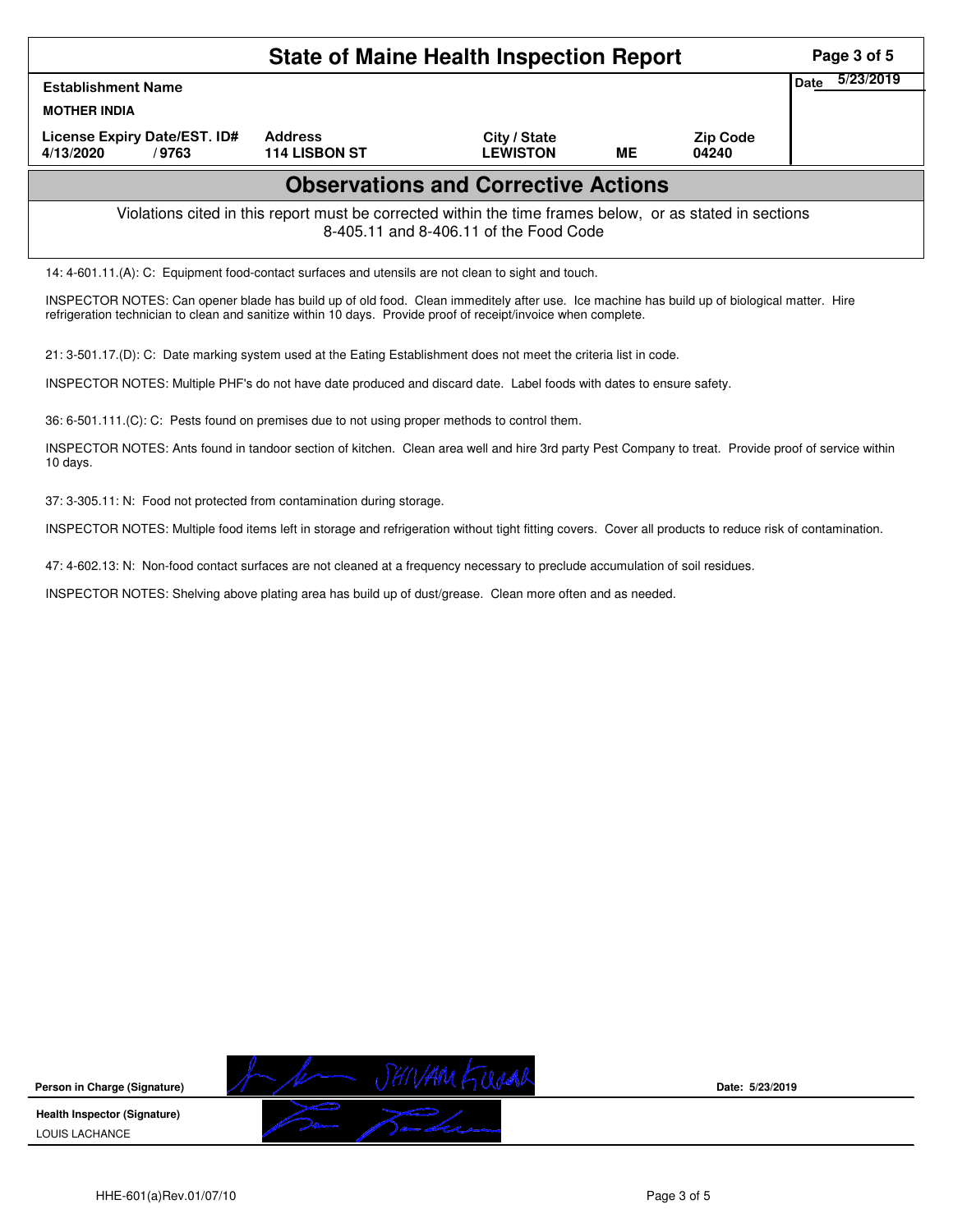# State of Maine Health Inspection Report

| Establishment Name | | | | | Date 5/23/2019 |
|---|---|---|---|---|---|
| MOTHER INDIA | | | | | |
| License Expiry Date/EST. ID# | Address | City / State | | Zip Code | |
| 4/13/2020 / 9763 | 114 LISBON ST | LEWISTON | ME | 04240 | |

## Observations and Corrective Actions

Violations cited in this report must be corrected within the time frames below, or as stated in sections 8-405.11 and 8-406.11 of the Food Code

14: 4-601.11.(A): C: Equipment food-contact surfaces and utensils are not clean to sight and touch.

INSPECTOR NOTES: Can opener blade has build up of old food. Clean immeditely after use. Ice machine has build up of biological matter. Hire refrigeration technician to clean and sanitize within 10 days. Provide proof of receipt/invoice when complete.

21: 3-501.17.(D): C: Date marking system used at the Eating Establishment does not meet the criteria list in code.

INSPECTOR NOTES: Multiple PHF's do not have date produced and discard date. Label foods with dates to ensure safety.

36: 6-501.111.(C): C: Pests found on premises due to not using proper methods to control them.

INSPECTOR NOTES: Ants found in tandoor section of kitchen. Clean area well and hire 3rd party Pest Company to treat. Provide proof of service within 10 days.

37: 3-305.11: N: Food not protected from contamination during storage.

INSPECTOR NOTES: Multiple food items left in storage and refrigeration without tight fitting covers. Cover all products to reduce risk of contamination.

47: 4-602.13: N: Non-food contact surfaces are not cleaned at a frequency necessary to preclude accumulation of soil residues.

INSPECTOR NOTES: Shelving above plating area has build up of dust/grease. Clean more often and as needed.

**Person in Charge (Signature)** SHIVAM KUMAR **Date:** 5/23/2019

**Health Inspector (Signature)**
LOUIS LACHANCE

HHE-601(a)Rev.01/07/10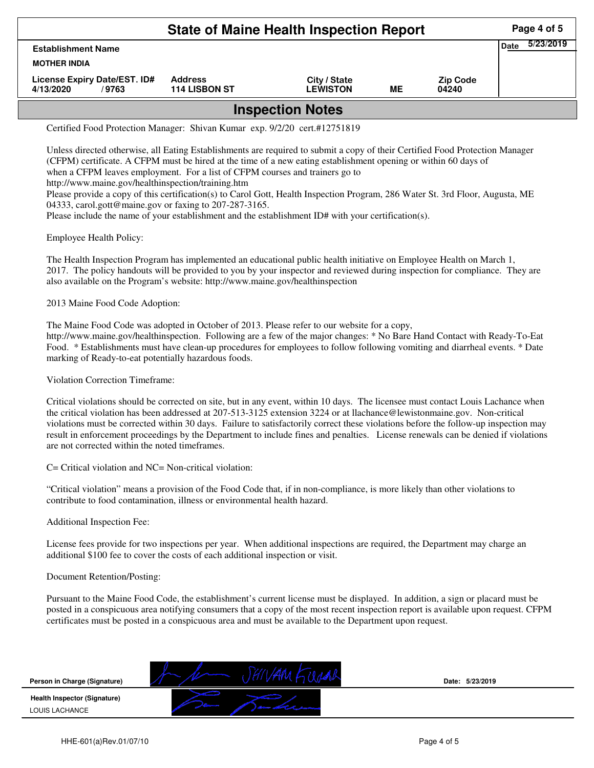# State of Maine Health Inspection Report

| Establishment Name | | | | | Date 5/23/2019 |
|---|---|---|---|---|---|
| MOTHER INDIA | | | | | |
| License Expiry Date/EST. ID# | Address | City / State | | Zip Code | |
| 4/13/2020 / 9763 | 114 LISBON ST | LEWISTON | ME | 04240 | |

## Inspection Notes

Certified Food Protection Manager: Shivan Kumar exp. 9/2/20 cert.#12751819

Unless directed otherwise, all Eating Establishments are required to submit a copy of their Certified Food Protection Manager (CFPM) certificate. A CFPM must be hired at the time of a new eating establishment opening or within 60 days of when a CFPM leaves employment. For a list of CFPM courses and trainers go to http://www.maine.gov/healthinspection/training.htm
Please provide a copy of this certification(s) to Carol Gott, Health Inspection Program, 286 Water St. 3rd Floor, Augusta, ME 04333, carol.gott@maine.gov or faxing to 207-287-3165.
Please include the name of your establishment and the establishment ID# with your certification(s).

Employee Health Policy:

The Health Inspection Program has implemented an educational public health initiative on Employee Health on March 1, 2017. The policy handouts will be provided to you by your inspector and reviewed during inspection for compliance. They are also available on the Program's website: http://www.maine.gov/healthinspection

2013 Maine Food Code Adoption:

The Maine Food Code was adopted in October of 2013. Please refer to our website for a copy, http://www.maine.gov/healthinspection. Following are a few of the major changes: * No Bare Hand Contact with Ready-To-Eat Food. * Establishments must have clean-up procedures for employees to follow following vomiting and diarrheal events. * Date marking of Ready-to-eat potentially hazardous foods.

Violation Correction Timeframe:

Critical violations should be corrected on site, but in any event, within 10 days. The licensee must contact Louis Lachance when the critical violation has been addressed at 207-513-3125 extension 3224 or at llachance@lewistonmaine.gov. Non-critical violations must be corrected within 30 days. Failure to satisfactorily correct these violations before the follow-up inspection may result in enforcement proceedings by the Department to include fines and penalties. License renewals can be denied if violations are not corrected within the noted timeframes.

C= Critical violation and NC= Non-critical violation:

"Critical violation" means a provision of the Food Code that, if in non-compliance, is more likely than other violations to contribute to food contamination, illness or environmental health hazard.

Additional Inspection Fee:

License fees provide for two inspections per year. When additional inspections are required, the Department may charge an additional $100 fee to cover the costs of each additional inspection or visit.

Document Retention/Posting:

Pursuant to the Maine Food Code, the establishment's current license must be displayed. In addition, a sign or placard must be posted in a conspicuous area notifying consumers that a copy of the most recent inspection report is available upon request. CFPM certificates must be posted in a conspicuous area and must be available to the Department upon request.

| | | |
|---|---|---|
| **Person in Charge (Signature)** | SHIVAM KUMAR | Date: 5/23/2019 |
| **Health Inspector (Signature)** LOUIS LACHANCE | | |

HHE-601(a)Rev.01/07/10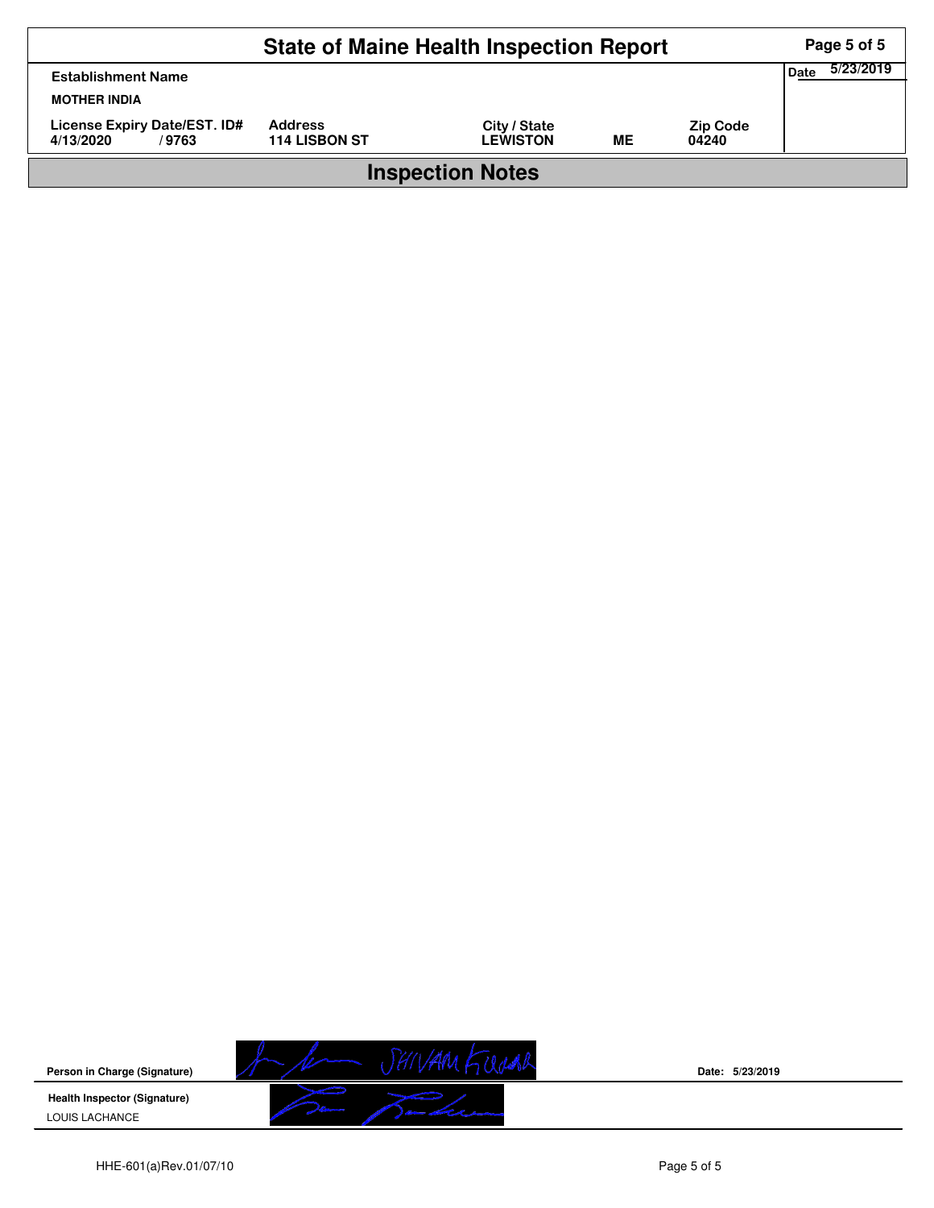# State of Maine Health Inspection Report

| | | | | | |
|---|---|---|---|---|---|
| **Establishment Name** | | | | | **Date** 5/23/2019 |
| **MOTHER INDIA** | | | | | |
| **License Expiry Date/EST. ID#** | **Address** | **City / State** | | **Zip Code** | |
| 4/13/2020 / 9763 | 114 LISBON ST | LEWISTON | ME | 04240 | |

## Inspection Notes

**Person in Charge (Signature)** SHIVAM KUMAR

**Date:** 5/23/2019

**Health Inspector (Signature)**

LOUIS LACHANCE

HHE-601(a)Rev.01/07/10